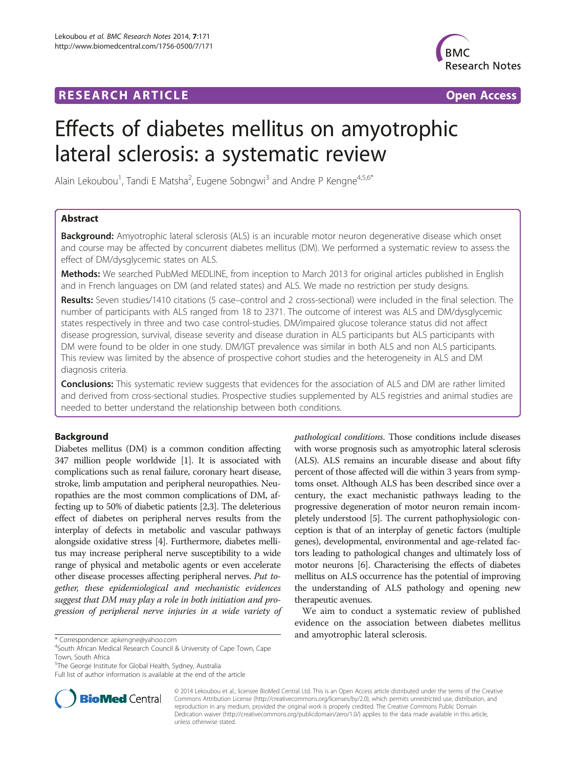RESEARCH ARTICLE Open Access

# Effects of diabetes mellitus on amyotrophic lateral sclerosis: a systematic review

Alain Lekoubou[1], Tandi E Matsha[2], Eugene Sobngwi[3] and Andre P Kengne[4,5,6*]

## Abstract

**Background:** Amyotrophic lateral sclerosis (ALS) is an incurable motor neuron degenerative disease which onset and course may be affected by concurrent diabetes mellitus (DM). We performed a systematic review to assess the effect of DM/dysglycemic states on ALS.

**Methods:** We searched PubMed MEDLINE, from inception to March 2013 for original articles published in English and in French languages on DM (and related states) and ALS. We made no restriction per study designs.

**Results:** Seven studies/1410 citations (5 case–control and 2 cross-sectional) were included in the final selection. The number of participants with ALS ranged from 18 to 2371. The outcome of interest was ALS and DM/dysglycemic states respectively in three and two case control-studies. DM/impaired glucose tolerance status did not affect disease progression, survival, disease severity and disease duration in ALS participants but ALS participants with DM were found to be older in one study. DM/IGT prevalence was similar in both ALS and non ALS participants. This review was limited by the absence of prospective cohort studies and the heterogeneity in ALS and DM diagnosis criteria.

**Conclusions:** This systematic review suggests that evidences for the association of ALS and DM are rather limited and derived from cross-sectional studies. Prospective studies supplemented by ALS registries and animal studies are needed to better understand the relationship between both conditions.

## Background

Diabetes mellitus (DM) is a common condition affecting 347 million people worldwide [1]. It is associated with complications such as renal failure, coronary heart disease, stroke, limb amputation and peripheral neuropathies. Neuropathies are the most common complications of DM, affecting up to 50% of diabetic patients [2,3]. The deleterious effect of diabetes on peripheral nerves results from the interplay of defects in metabolic and vascular pathways alongside oxidative stress [4]. Furthermore, diabetes mellitus may increase peripheral nerve susceptibility to a wide range of physical and metabolic agents or even accelerate other disease processes affecting peripheral nerves. *Put together, these epidemiological and mechanistic evidences suggest that DM may play a role in both initiation and progression of peripheral nerve injuries in a wide variety of pathological conditions.* Those conditions include diseases with worse prognosis such as amyotrophic lateral sclerosis (ALS). ALS remains an incurable disease and about fifty percent of those affected will die within 3 years from symptoms onset. Although ALS has been described since over a century, the exact mechanistic pathways leading to the progressive degeneration of motor neuron remain incompletely understood [5]. The current pathophysiologic conception is that of an interplay of genetic factors (multiple genes), developmental, environmental and age-related factors leading to pathological changes and ultimately loss of motor neurons [6]. Characterising the effects of diabetes mellitus on ALS occurrence has the potential of improving the understanding of ALS pathology and opening new therapeutic avenues.

We aim to conduct a systematic review of published evidence on the association between diabetes mellitus and amyotrophic lateral sclerosis.

* Correspondence: apkengne@yahoo.com

[4]South African Medical Research Council & University of Cape Town, Cape Town, South Africa

[5]The George Institute for Global Health, Sydney, Australia

Full list of author information is available at the end of the article

© 2014 Lekoubou et al.; licensee BioMed Central Ltd. This is an Open Access article distributed under the terms of the Creative Commons Attribution License (http://creativecommons.org/licenses/by/2.0), which permits unrestricted use, distribution, and reproduction in any medium, provided the original work is properly credited. The Creative Commons Public Domain Dedication waiver (http://creativecommons.org/publicdomain/zero/1.0/) applies to the data made available in this article, unless otherwise stated.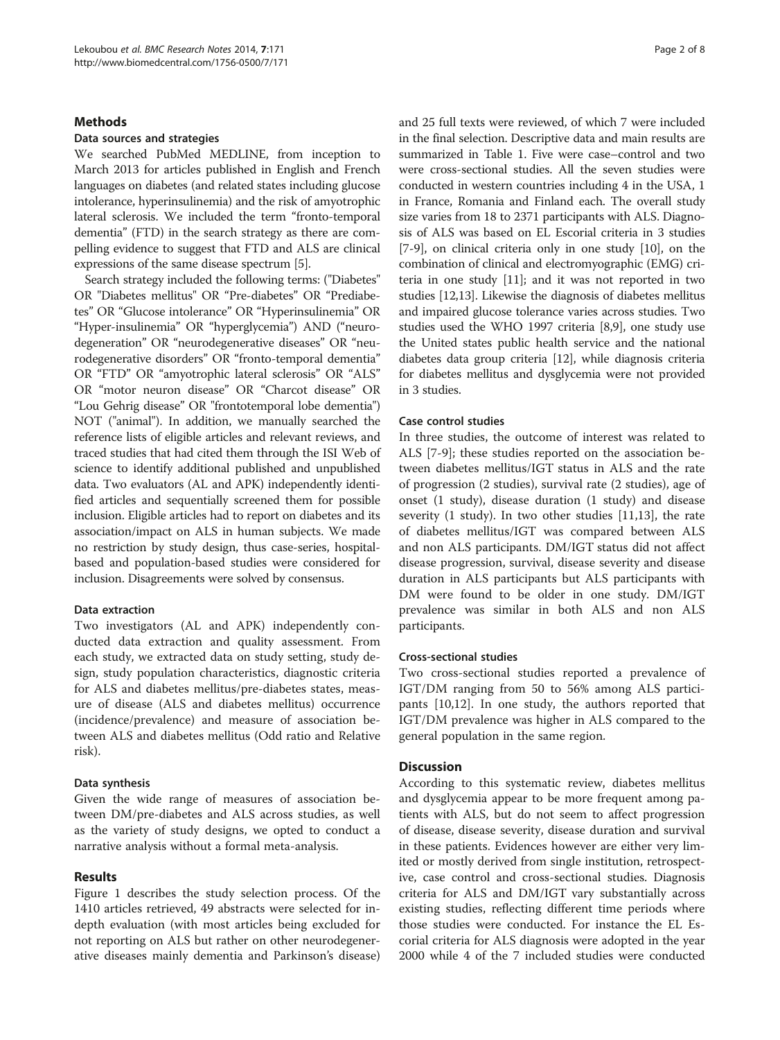## Methods

### Data sources and strategies

We searched PubMed MEDLINE, from inception to March 2013 for articles published in English and French languages on diabetes (and related states including glucose intolerance, hyperinsulinemia) and the risk of amyotrophic lateral sclerosis. We included the term "fronto-temporal dementia" (FTD) in the search strategy as there are compelling evidence to suggest that FTD and ALS are clinical expressions of the same disease spectrum [5].

Search strategy included the following terms: ("Diabetes" OR "Diabetes mellitus" OR "Pre-diabetes" OR "Prediabetes" OR "Glucose intolerance" OR "Hyperinsulinemia" OR "Hyper-insulinemia" OR "hyperglycemia") AND ("neurodegeneration" OR "neurodegenerative diseases" OR "neurodegenerative disorders" OR "fronto-temporal dementia" OR "FTD" OR "amyotrophic lateral sclerosis" OR "ALS" OR "motor neuron disease" OR "Charcot disease" OR "Lou Gehrig disease" OR "frontotemporal lobe dementia") NOT ("animal"). In addition, we manually searched the reference lists of eligible articles and relevant reviews, and traced studies that had cited them through the ISI Web of science to identify additional published and unpublished data. Two evaluators (AL and APK) independently identified articles and sequentially screened them for possible inclusion. Eligible articles had to report on diabetes and its association/impact on ALS in human subjects. We made no restriction by study design, thus case-series, hospital-based and population-based studies were considered for inclusion. Disagreements were solved by consensus.

### Data extraction

Two investigators (AL and APK) independently conducted data extraction and quality assessment. From each study, we extracted data on study setting, study design, study population characteristics, diagnostic criteria for ALS and diabetes mellitus/pre-diabetes states, measure of disease (ALS and diabetes mellitus) occurrence (incidence/prevalence) and measure of association between ALS and diabetes mellitus (Odd ratio and Relative risk).

### Data synthesis

Given the wide range of measures of association between DM/pre-diabetes and ALS across studies, as well as the variety of study designs, we opted to conduct a narrative analysis without a formal meta-analysis.

## Results

Figure 1 describes the study selection process. Of the 1410 articles retrieved, 49 abstracts were selected for in-depth evaluation (with most articles being excluded for not reporting on ALS but rather on other neurodegenerative diseases mainly dementia and Parkinson's disease) and 25 full texts were reviewed, of which 7 were included in the final selection. Descriptive data and main results are summarized in Table 1. Five were case–control and two were cross-sectional studies. All the seven studies were conducted in western countries including 4 in the USA, 1 in France, Romania and Finland each. The overall study size varies from 18 to 2371 participants with ALS. Diagnosis of ALS was based on EL Escorial criteria in 3 studies [7-9], on clinical criteria only in one study [10], on the combination of clinical and electromyographic (EMG) criteria in one study [11]; and it was not reported in two studies [12,13]. Likewise the diagnosis of diabetes mellitus and impaired glucose tolerance varies across studies. Two studies used the WHO 1997 criteria [8,9], one study use the United states public health service and the national diabetes data group criteria [12], while diagnosis criteria for diabetes mellitus and dysglycemia were not provided in 3 studies.

### Case control studies

In three studies, the outcome of interest was related to ALS [7-9]; these studies reported on the association between diabetes mellitus/IGT status in ALS and the rate of progression (2 studies), survival rate (2 studies), age of onset (1 study), disease duration (1 study) and disease severity (1 study). In two other studies [11,13], the rate of diabetes mellitus/IGT was compared between ALS and non ALS participants. DM/IGT status did not affect disease progression, survival, disease severity and disease duration in ALS participants but ALS participants with DM were found to be older in one study. DM/IGT prevalence was similar in both ALS and non ALS participants.

### Cross-sectional studies

Two cross-sectional studies reported a prevalence of IGT/DM ranging from 50 to 56% among ALS participants [10,12]. In one study, the authors reported that IGT/DM prevalence was higher in ALS compared to the general population in the same region.

## Discussion

According to this systematic review, diabetes mellitus and dysglycemia appear to be more frequent among patients with ALS, but do not seem to affect progression of disease, disease severity, disease duration and survival in these patients. Evidences however are either very limited or mostly derived from single institution, retrospective, case control and cross-sectional studies. Diagnosis criteria for ALS and DM/IGT vary substantially across existing studies, reflecting different time periods where those studies were conducted. For instance the EL Escorial criteria for ALS diagnosis were adopted in the year 2000 while 4 of the 7 included studies were conducted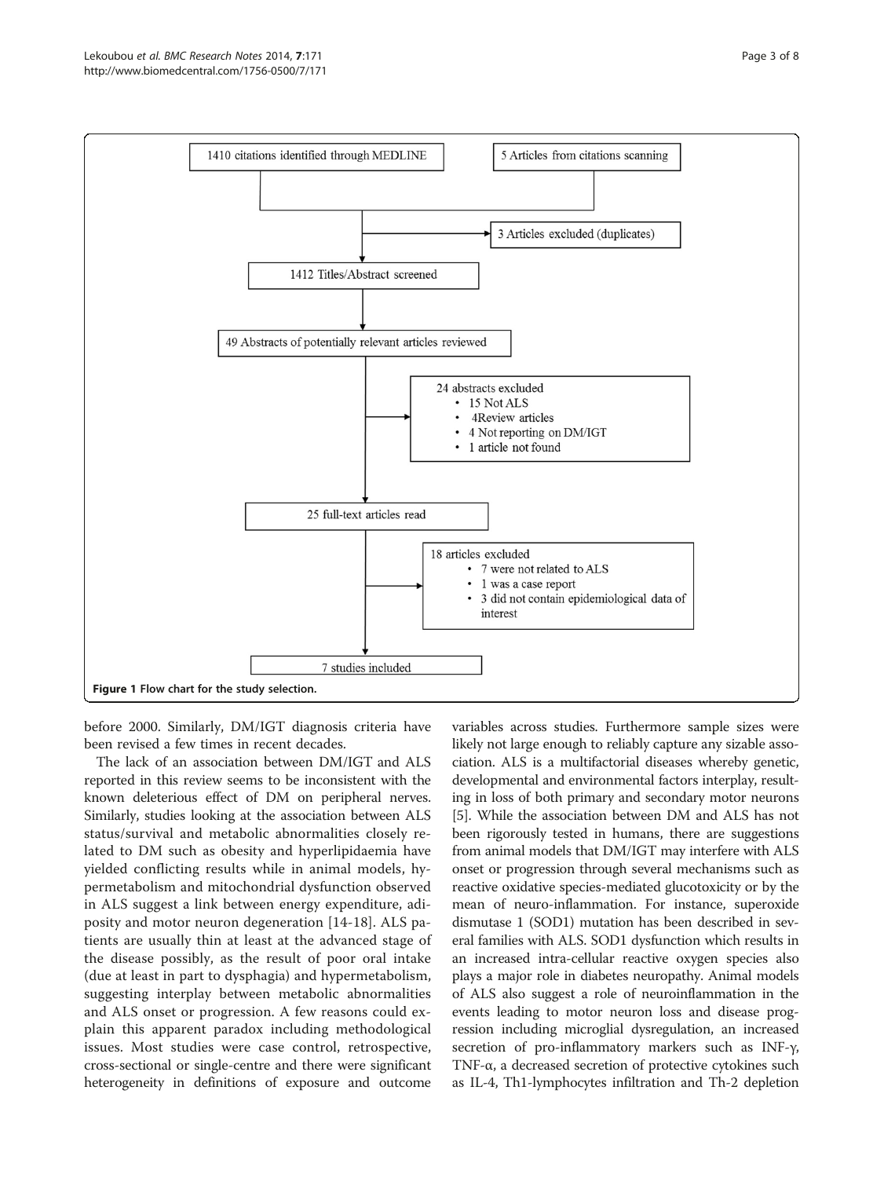1410 citations identified through MEDLINE

5 Articles from citations scanning

3 Articles excluded (duplicates)

1412 Titles/Abstract screened

49 Abstracts of potentially relevant articles reviewed

24 abstracts excluded
- 15 Not ALS
- 4Review articles
- 4 Not reporting on DM/IGT
- 1 article not found

25 full-text articles read

18 articles excluded
- 7 were not related to ALS
- 1 was a case report
- 3 did not contain epidemiological data of interest

7 studies included

**Figure 1 Flow chart for the study selection.**

before 2000. Similarly, DM/IGT diagnosis criteria have been revised a few times in recent decades.

The lack of an association between DM/IGT and ALS reported in this review seems to be inconsistent with the known deleterious effect of DM on peripheral nerves. Similarly, studies looking at the association between ALS status/survival and metabolic abnormalities closely related to DM such as obesity and hyperlipidaemia have yielded conflicting results while in animal models, hypermetabolism and mitochondrial dysfunction observed in ALS suggest a link between energy expenditure, adiposity and motor neuron degeneration [14-18]. ALS patients are usually thin at least at the advanced stage of the disease possibly, as the result of poor oral intake (due at least in part to dysphagia) and hypermetabolism, suggesting interplay between metabolic abnormalities and ALS onset or progression. A few reasons could explain this apparent paradox including methodological issues. Most studies were case control, retrospective, cross-sectional or single-centre and there were significant heterogeneity in definitions of exposure and outcome variables across studies. Furthermore sample sizes were likely not large enough to reliably capture any sizable association. ALS is a multifactorial diseases whereby genetic, developmental and environmental factors interplay, resulting in loss of both primary and secondary motor neurons [5]. While the association between DM and ALS has not been rigorously tested in humans, there are suggestions from animal models that DM/IGT may interfere with ALS onset or progression through several mechanisms such as reactive oxidative species-mediated glucotoxicity or by the mean of neuro-inflammation. For instance, superoxide dismutase 1 (SOD1) mutation has been described in several families with ALS. SOD1 dysfunction which results in an increased intra-cellular reactive oxygen species also plays a major role in diabetes neuropathy. Animal models of ALS also suggest a role of neuroinflammation in the events leading to motor neuron loss and disease progression including microglial dysregulation, an increased secretion of pro-inflammatory markers such as INF-γ, TNF-α, a decreased secretion of protective cytokines such as IL-4, Th1-lymphocytes infiltration and Th-2 depletion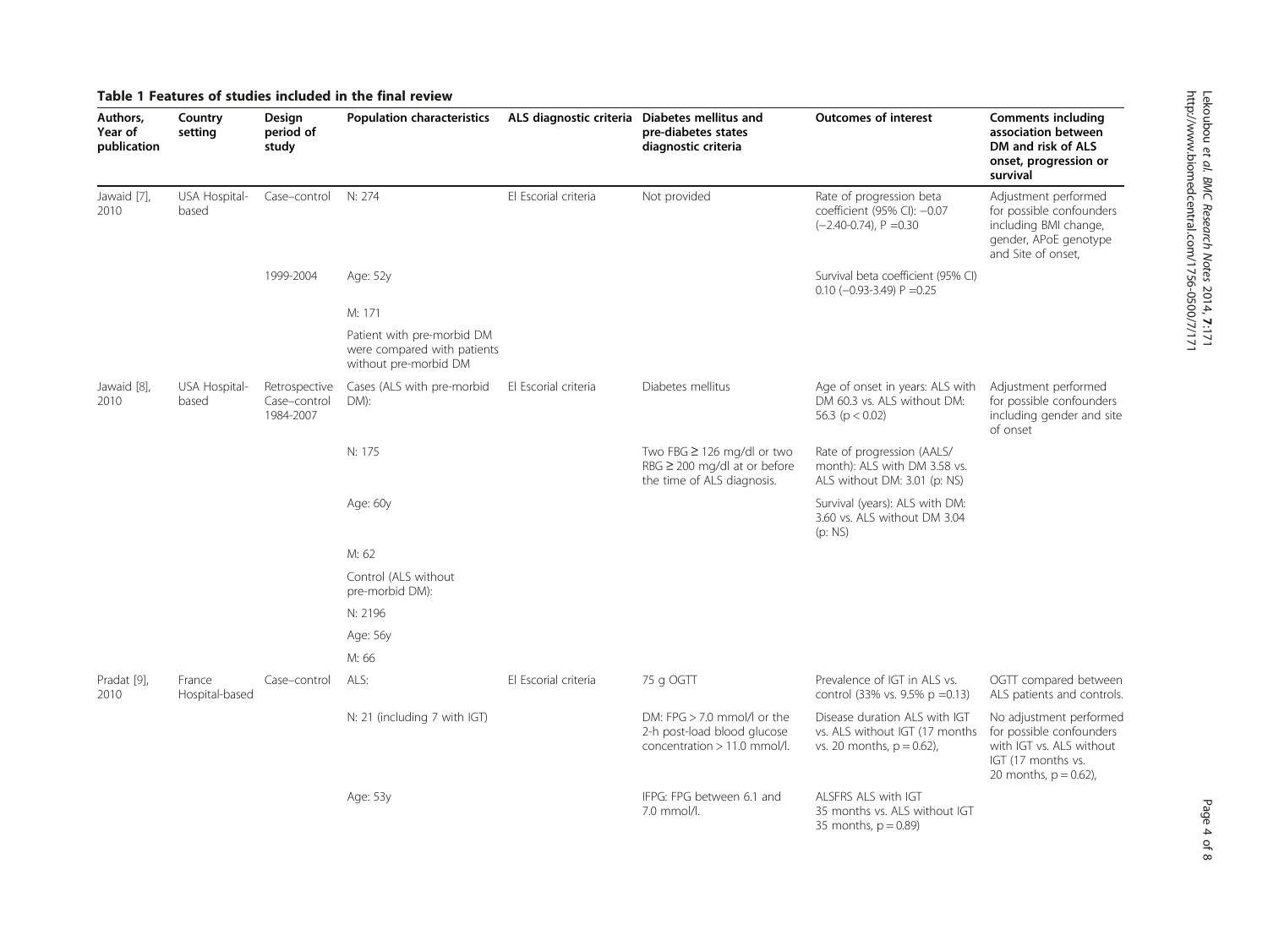**Table 1 Features of studies included in the final review**

| Authors, Year of publication | Country setting | Design period of study | Population characteristics | ALS diagnostic criteria | Diabetes mellitus and pre-diabetes states diagnostic criteria | Outcomes of interest | Comments including association between DM and risk of ALS onset, progression or survival |
|---|---|---|---|---|---|---|---|
| Jawaid [7], 2010 | USA Hospital-based | Case–control | N: 274 | El Escorial criteria | Not provided | Rate of progression beta coefficient (95% CI): −0.07 (−2.40-0.74), P =0.30 | Adjustment performed for possible confounders including BMI change, gender, APoE genotype and Site of onset, |
| | | 1999-2004 | Age: 52y | | | Survival beta coefficient (95% CI) 0.10 (−0.93-3.49) P =0.25 | |
| | | | M: 171 | | | | |
| | | | Patient with pre-morbid DM were compared with patients without pre-morbid DM | | | | |
| Jawaid [8], 2010 | USA Hospital-based | Retrospective Case–control 1984-2007 | Cases (ALS with pre-morbid DM): | El Escorial criteria | Diabetes mellitus | Age of onset in years: ALS with DM 60.3 vs. ALS without DM: 56.3 ($p < 0.02$) | Adjustment performed for possible confounders including gender and site of onset |
| | | | N: 175 | | Two FBG ≥ 126 mg/dl or two RBG ≥ 200 mg/dl at or before the time of ALS diagnosis. | Rate of progression (AALS/month): ALS with DM 3.58 vs. ALS without DM: 3.01 (p: NS) | |
| | | | Age: 60y | | | Survival (years): ALS with DM: 3.60 vs. ALS without DM 3.04 (p: NS) | |
| | | | M: 62 | | | | |
| | | | Control (ALS without pre-morbid DM): | | | | |
| | | | N: 2196 | | | | |
| | | | Age: 56y | | | | |
| | | | M: 66 | | | | |
| Pradat [9], 2010 | France Hospital-based | Case–control | ALS: | El Escorial criteria | 75 g OGTT | Prevalence of IGT in ALS vs. control (33% vs. 9.5% p =0.13) | OGTT compared between ALS patients and controls. |
| | | | N: 21 (including 7 with IGT) | | DM: FPG > 7.0 mmol/l or the 2-h post-load blood glucose concentration > 11.0 mmol/l. | Disease duration ALS with IGT vs. ALS without IGT (17 months vs. 20 months, p = 0.62), | No adjustment performed for possible confounders with IGT vs. ALS without IGT (17 months vs. 20 months, p = 0.62), |
| | | | Age: 53y | | IFPG: FPG between 6.1 and 7.0 mmol/l. | ALSFRS ALS with IGT 35 months vs. ALS without IGT 35 months, p = 0.89) | |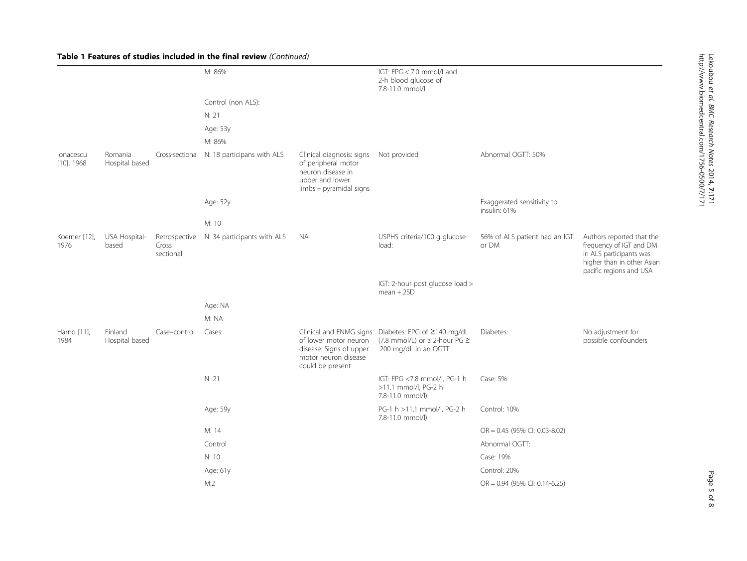**Table 1 Features of studies included in the final review** *(Continued)*

| | | | | | | | |
|---|---|---|---|---|---|---|---|
| | | | M: 86% | | IGT: FPG < 7.0 mmol/l and 2-h blood glucose of 7.8-11.0 mmol/l | | |
| | | | Control (non ALS): | | | | |
| | | | N: 21 | | | | |
| | | | Age: 53y | | | | |
| | | | M: 86% | | | | |
| Ionacescu [10], 1968 | Romania Hospital based | Cross-sectional | N: 18 participans with ALS | Clinical diagnosis: signs of peripheral motor neuron disease in upper and lower limbs + pyramidal signs | Not provided | Abnormal OGTT: 50% | |
| | | | Age: 52y | | | Exaggerated sensitivity to insulin: 61% | |
| | | | M: 10 | | | | |
| Koerner [12], 1976 | USA Hospital-based | Retrospective Cross sectional | N: 34 participants with ALS | NA | USPHS criteria/100 g glucose load: | 56% of ALS patient had an IGT or DM | Authors reported that the frequency of IGT and DM in ALS participants was higher than in other Asian pacific regions and USA |
| | | | | | IGT: 2-hour post glucose load > mean + 2SD | | |
| | | | Age: NA | | | | |
| | | | M: NA | | | | |
| Harno [11], 1984 | Finland Hospital based | Case–control | Cases: | Clinical and ENMG signs of lower motor neuron disease. Signs of upper motor neuron disease could be present | Diabetes: FPG of ≥140 mg/dL (7.8 mmol/L) or a 2-hour PG ≥ 200 mg/dL in an OGTT | Diabetes: | No adjustment for possible confounders |
| | | | N: 21 | | IGT: FPG <7.8 mmol/l, PG-1 h >11.1 mmol/l, PG-2 h 7.8-11.0 mmol/l) | Case: 5% | |
| | | | Age: 59y | | PG-1 h >11.1 mmol/l, PG-2 h 7.8-11.0 mmol/l) | Control: 10% | |
| | | | M: 14 | | | OR = 0.45 (95% CI: 0.03-8.02) | |
| | | | Control | | | Abnormal OGTT: | |
| | | | N: 10 | | | Case: 19% | |
| | | | Age: 61y | | | Control: 20% | |
| | | | M:2 | | | OR = 0.94 (95% CI: 0.14-6.25) | |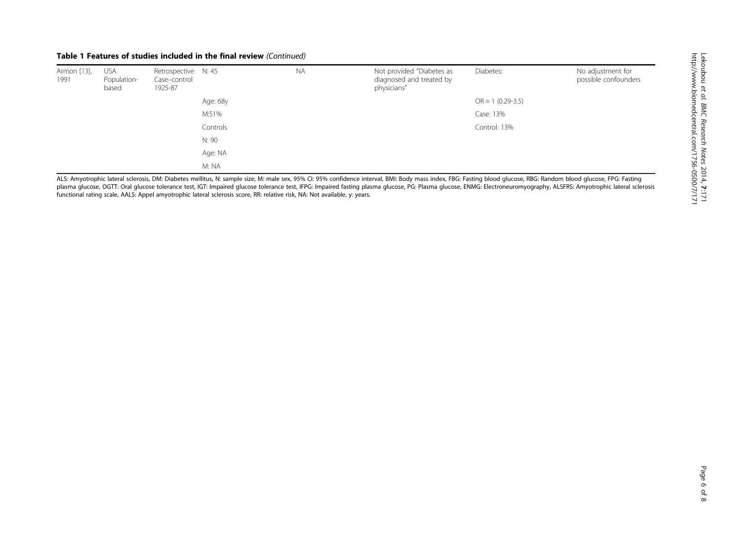**Table 1 Features of studies included in the final review** *(Continued)*

| | | | | | | | |
|---|---|---|---|---|---|---|---|
| Armon [13], 1991 | USA Population-based | Retrospective Case–control 1925-87 | N: 45 | NA | Not provided "Diabetes as diagnosed and treated by physicians" | Diabetes: | No adjustment for possible confounders |
| | | | Age: 68y | | | OR = 1 (0.29-3.5) | |
| | | | M:51% | | | Case: 13% | |
| | | | Controls | | | Control: 13% | |
| | | | N: 90 | | | | |
| | | | Age: NA | | | | |
| | | | M: NA | | | | |

ALS: Amyotrophic lateral sclerosis, DM: Diabetes mellitus, N: sample size, M: male sex, 95% CI: 95% confidence interval, BMI: Body mass index, FBG: Fasting blood glucose, RBG: Random blood glucose, FPG: Fasting plasma glucose, OGTT: Oral glucose tolerance test, IGT: Impaired glucose tolerance test, IFPG: Impaired fasting plasma glucose, PG: Plasma glucose, ENMG: Electroneuromyography, ALSFRS: Amyotrophic lateral sclerosis functional rating scale, AALS: Appel amyotrophic lateral sclerosis score, RR: relative risk, NA: Not available, y: years.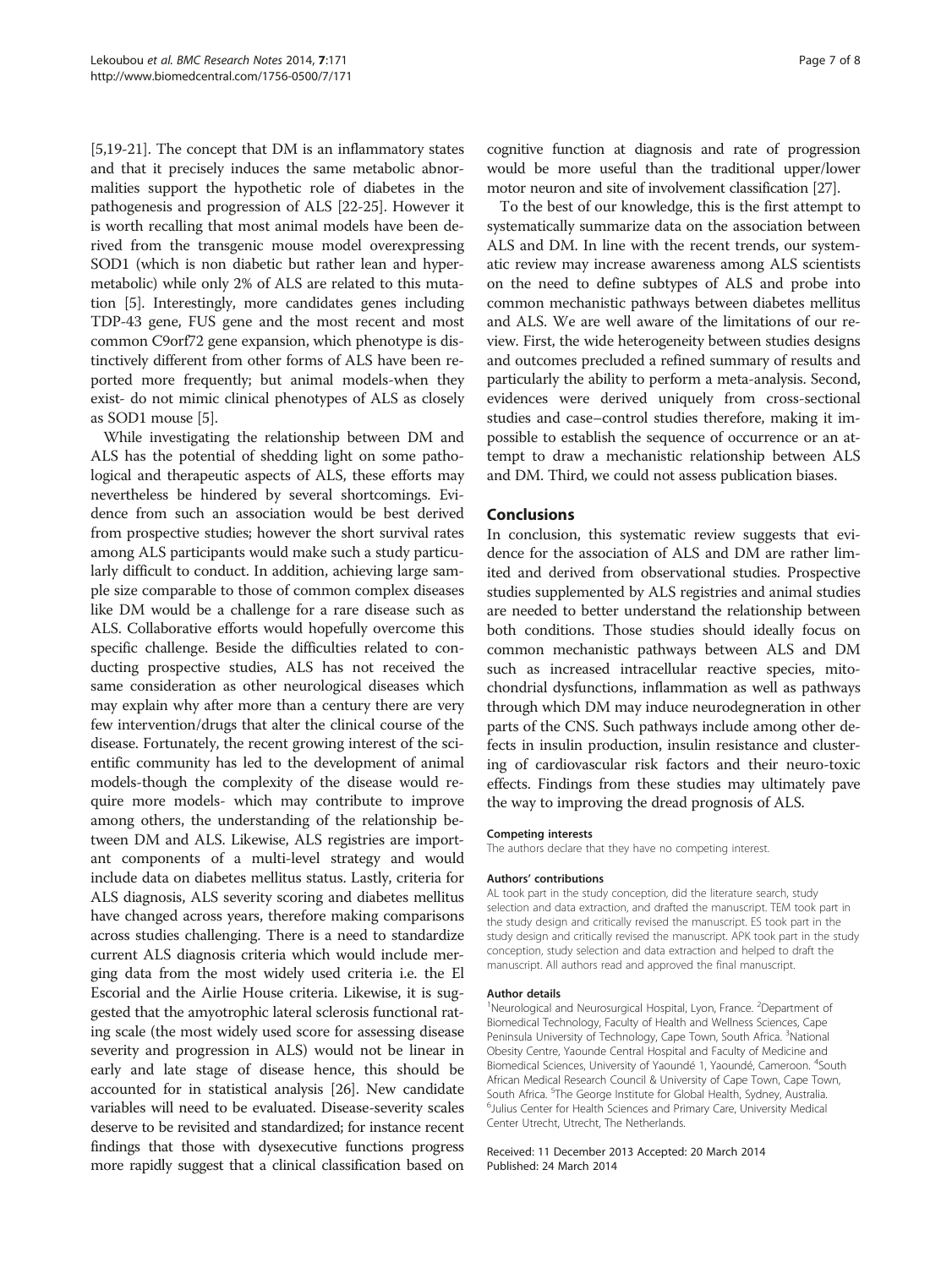[5,19-21]. The concept that DM is an inflammatory states and that it precisely induces the same metabolic abnormalities support the hypothetic role of diabetes in the pathogenesis and progression of ALS [22-25]. However it is worth recalling that most animal models have been derived from the transgenic mouse model overexpressing SOD1 (which is non diabetic but rather lean and hypermetabolic) while only 2% of ALS are related to this mutation [5]. Interestingly, more candidates genes including TDP-43 gene, FUS gene and the most recent and most common C9orf72 gene expansion, which phenotype is distinctively different from other forms of ALS have been reported more frequently; but animal models-when they exist- do not mimic clinical phenotypes of ALS as closely as SOD1 mouse [5].

While investigating the relationship between DM and ALS has the potential of shedding light on some pathological and therapeutic aspects of ALS, these efforts may nevertheless be hindered by several shortcomings. Evidence from such an association would be best derived from prospective studies; however the short survival rates among ALS participants would make such a study particularly difficult to conduct. In addition, achieving large sample size comparable to those of common complex diseases like DM would be a challenge for a rare disease such as ALS. Collaborative efforts would hopefully overcome this specific challenge. Beside the difficulties related to conducting prospective studies, ALS has not received the same consideration as other neurological diseases which may explain why after more than a century there are very few intervention/drugs that alter the clinical course of the disease. Fortunately, the recent growing interest of the scientific community has led to the development of animal models-though the complexity of the disease would require more models- which may contribute to improve among others, the understanding of the relationship between DM and ALS. Likewise, ALS registries are important components of a multi-level strategy and would include data on diabetes mellitus status. Lastly, criteria for ALS diagnosis, ALS severity scoring and diabetes mellitus have changed across years, therefore making comparisons across studies challenging. There is a need to standardize current ALS diagnosis criteria which would include merging data from the most widely used criteria i.e. the El Escorial and the Airlie House criteria. Likewise, it is suggested that the amyotrophic lateral sclerosis functional rating scale (the most widely used score for assessing disease severity and progression in ALS) would not be linear in early and late stage of disease hence, this should be accounted for in statistical analysis [26]. New candidate variables will need to be evaluated. Disease-severity scales deserve to be revisited and standardized; for instance recent findings that those with dysexecutive functions progress more rapidly suggest that a clinical classification based on cognitive function at diagnosis and rate of progression would be more useful than the traditional upper/lower motor neuron and site of involvement classification [27].

To the best of our knowledge, this is the first attempt to systematically summarize data on the association between ALS and DM. In line with the recent trends, our systematic review may increase awareness among ALS scientists on the need to define subtypes of ALS and probe into common mechanistic pathways between diabetes mellitus and ALS. We are well aware of the limitations of our review. First, the wide heterogeneity between studies designs and outcomes precluded a refined summary of results and particularly the ability to perform a meta-analysis. Second, evidences were derived uniquely from cross-sectional studies and case–control studies therefore, making it impossible to establish the sequence of occurrence or an attempt to draw a mechanistic relationship between ALS and DM. Third, we could not assess publication biases.

## Conclusions

In conclusion, this systematic review suggests that evidence for the association of ALS and DM are rather limited and derived from observational studies. Prospective studies supplemented by ALS registries and animal studies are needed to better understand the relationship between both conditions. Those studies should ideally focus on common mechanistic pathways between ALS and DM such as increased intracellular reactive species, mitochondrial dysfunctions, inflammation as well as pathways through which DM may induce neurodegeneration in other parts of the CNS. Such pathways include among other defects in insulin production, insulin resistance and clustering of cardiovascular risk factors and their neuro-toxic effects. Findings from these studies may ultimately pave the way to improving the dread prognosis of ALS.

#### Competing interests

The authors declare that they have no competing interest.

#### Authors' contributions

AL took part in the study conception, did the literature search, study selection and data extraction, and drafted the manuscript. TEM took part in the study design and critically revised the manuscript. ES took part in the study design and critically revised the manuscript. APK took part in the study conception, study selection and data extraction and helped to draft the manuscript. All authors read and approved the final manuscript.

#### Author details

[1]Neurological and Neurosurgical Hospital, Lyon, France. [2]Department of Biomedical Technology, Faculty of Health and Wellness Sciences, Cape Peninsula University of Technology, Cape Town, South Africa. [3]National Obesity Centre, Yaounde Central Hospital and Faculty of Medicine and Biomedical Sciences, University of Yaoundé 1, Yaoundé, Cameroon. [4]South African Medical Research Council & University of Cape Town, Cape Town, South Africa. [5]The George Institute for Global Health, Sydney, Australia. [6]Julius Center for Health Sciences and Primary Care, University Medical Center Utrecht, Utrecht, The Netherlands.

Received: 11 December 2013 Accepted: 20 March 2014
Published: 24 March 2014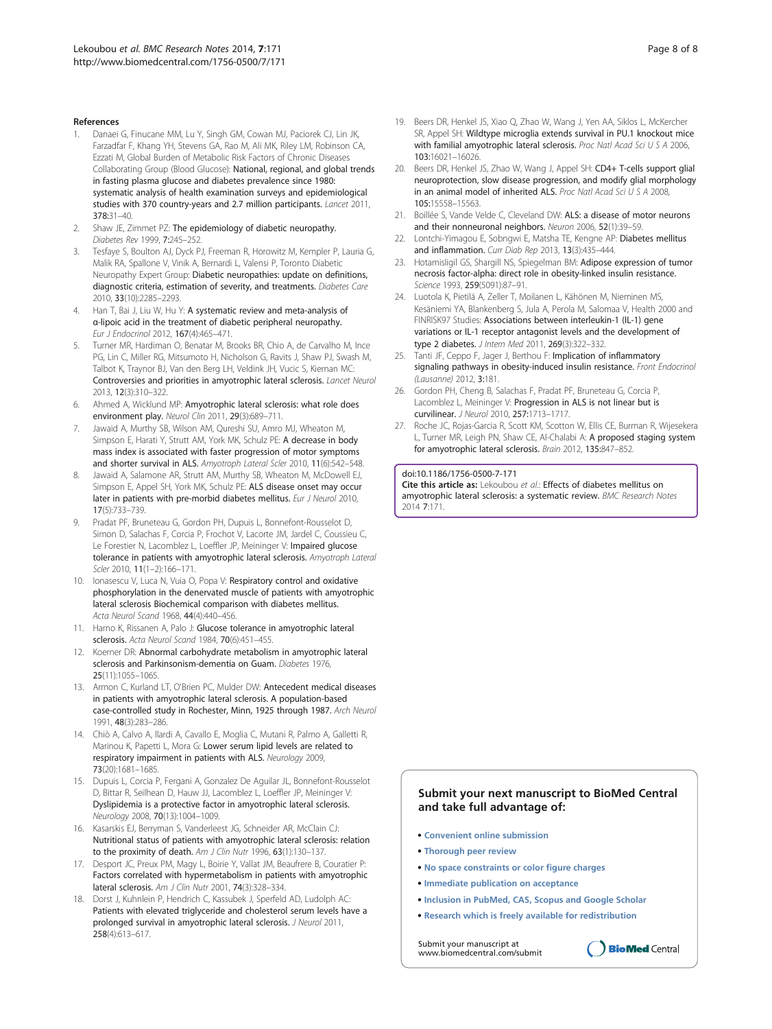## References

1. Danaei G, Finucane MM, Lu Y, Singh GM, Cowan MJ, Paciorek CJ, Lin JK, Farzadfar F, Khang YH, Stevens GA, Rao M, Ali MK, Riley LM, Robinson CA, Ezzati M, Global Burden of Metabolic Risk Factors of Chronic Diseases Collaborating Group (Blood Glucose): **National, regional, and global trends in fasting plasma glucose and diabetes prevalence since 1980: systematic analysis of health examination surveys and epidemiological studies with 370 country-years and 2.7 million participants.** *Lancet* 2011, **378:**31–40.
2. Shaw JE, Zimmet PZ: **The epidemiology of diabetic neuropathy.** *Diabetes Rev* 1999, **7:**245–252.
3. Tesfaye S, Boulton AJ, Dyck PJ, Freeman R, Horowitz M, Kempler P, Lauria G, Malik RA, Spallone V, Vinik A, Bernardi L, Valensi P, Toronto Diabetic Neuropathy Expert Group: **Diabetic neuropathies: update on definitions, diagnostic criteria, estimation of severity, and treatments.** *Diabetes Care* 2010, **33**(10):2285–2293.
4. Han T, Bai J, Liu W, Hu Y: **A systematic review and meta-analysis of α-lipoic acid in the treatment of diabetic peripheral neuropathy.** *Eur J Endocrinol* 2012, **167**(4):465–471.
5. Turner MR, Hardiman O, Benatar M, Brooks BR, Chio A, de Carvalho M, Ince PG, Lin C, Miller RG, Mitsumoto H, Nicholson G, Ravits J, Shaw PJ, Swash M, Talbot K, Traynor BJ, Van den Berg LH, Veldink JH, Vucic S, Kiernan MC: **Controversies and priorities in amyotrophic lateral sclerosis.** *Lancet Neurol* 2013, **12**(3):310–322.
6. Ahmed A, Wicklund MP: **Amyotrophic lateral sclerosis: what role does environment play.** *Neurol Clin* 2011, **29**(3):689–711.
7. Jawaid A, Murthy SB, Wilson AM, Qureshi SU, Amro MJ, Wheaton M, Simpson E, Harati Y, Strutt AM, York MK, Schulz PE: **A decrease in body mass index is associated with faster progression of motor symptoms and shorter survival in ALS.** *Amyotroph Lateral Scler* 2010, **11**(6):542–548.
8. Jawaid A, Salamone AR, Strutt AM, Murthy SB, Wheaton M, McDowell EJ, Simpson E, Appel SH, York MK, Schulz PE: **ALS disease onset may occur later in patients with pre-morbid diabetes mellitus.** *Eur J Neurol* 2010, **17**(5):733–739.
9. Pradat PF, Bruneteau G, Gordon PH, Dupuis L, Bonnefont-Rousselot D, Simon D, Salachas F, Corcia P, Frochot V, Lacorte JM, Jardel C, Coussieu C, Le Forestier N, Lacomblez L, Loeffler JP, Meininger V: **Impaired glucose tolerance in patients with amyotrophic lateral sclerosis.** *Amyotroph Lateral Scler* 2010, **11**(1–2):166–171.
10. Ionasescu V, Luca N, Vuia O, Popa V: **Respiratory control and oxidative phosphorylation in the denervated muscle of patients with amyotrophic lateral sclerosis Biochemical comparison with diabetes mellitus.** *Acta Neurol Scand* 1968, **44**(4):440–456.
11. Harno K, Rissanen A, Palo J: **Glucose tolerance in amyotrophic lateral sclerosis.** *Acta Neurol Scand* 1984, **70**(6):451–455.
12. Koerner DR: **Abnormal carbohydrate metabolism in amyotrophic lateral sclerosis and Parkinsonism-dementia on Guam.** *Diabetes* 1976, **25**(11):1055–1065.
13. Armon C, Kurland LT, O'Brien PC, Mulder DW: **Antecedent medical diseases in patients with amyotrophic lateral sclerosis. A population-based case-controlled study in Rochester, Minn, 1925 through 1987.** *Arch Neurol* 1991, **48**(3):283–286.
14. Chiò A, Calvo A, Ilardi A, Cavallo E, Moglia C, Mutani R, Palmo A, Galletti R, Marinou K, Papetti L, Mora G: **Lower serum lipid levels are related to respiratory impairment in patients with ALS.** *Neurology* 2009, **73**(20):1681–1685.
15. Dupuis L, Corcia P, Fergani A, Gonzalez De Aguilar JL, Bonnefont-Rousselot D, Bittar R, Seilhean D, Hauw JJ, Lacomblez L, Loeffler JP, Meininger V: **Dyslipidemia is a protective factor in amyotrophic lateral sclerosis.** *Neurology* 2008, **70**(13):1004–1009.
16. Kasarskis EJ, Berryman S, Vanderleest JG, Schneider AR, McClain CJ: **Nutritional status of patients with amyotrophic lateral sclerosis: relation to the proximity of death.** *Am J Clin Nutr* 1996, **63**(1):130–137.
17. Desport JC, Preux PM, Magy L, Boirie Y, Vallat JM, Beaufrere B, Couratier P: **Factors correlated with hypermetabolism in patients with amyotrophic lateral sclerosis.** *Am J Clin Nutr* 2001, **74**(3):328–334.
18. Dorst J, Kuhnlein P, Hendrich C, Kassubek J, Sperfeld AD, Ludolph AC: **Patients with elevated triglyceride and cholesterol serum levels have a prolonged survival in amyotrophic lateral sclerosis.** *J Neurol* 2011, **258**(4):613–617.
19. Beers DR, Henkel JS, Xiao Q, Zhao W, Wang J, Yen AA, Siklos L, McKercher SR, Appel SH: **Wildtype microglia extends survival in PU.1 knockout mice with familial amyotrophic lateral sclerosis.** *Proc Natl Acad Sci U S A* 2006, **103:**16021–16026.
20. Beers DR, Henkel JS, Zhao W, Wang J, Appel SH: **CD4+ T-cells support glial neuroprotection, slow disease progression, and modify glial morphology in an animal model of inherited ALS.** *Proc Natl Acad Sci U S A* 2008, **105:**15558–15563.
21. Boillée S, Vande Velde C, Cleveland DW: **ALS: a disease of motor neurons and their nonneuronal neighbors.** *Neuron* 2006, **52**(1):39–59.
22. Lontchi-Yimagou E, Sobngwi E, Matsha TE, Kengne AP: **Diabetes mellitus and inflammation.** *Curr Diab Rep* 2013, **13**(3):435–444.
23. Hotamisligil GS, Shargill NS, Spiegelman BM: **Adipose expression of tumor necrosis factor-alpha: direct role in obesity-linked insulin resistance.** *Science* 1993, **259**(5091):87–91.
24. Luotola K, Pietilä A, Zeller T, Moilanen L, Kähönen M, Nieminen MS, Kesäniemi YA, Blankenberg S, Jula A, Perola M, Salomaa V, Health 2000 and FINRISK97 Studies: **Associations between interleukin-1 (IL-1) gene variations or IL-1 receptor antagonist levels and the development of type 2 diabetes.** *J Intern Med* 2011, **269**(3):322–332.
25. Tanti JF, Ceppo F, Jager J, Berthou F: **Implication of inflammatory signaling pathways in obesity-induced insulin resistance.** *Front Endocrinol (Lausanne)* 2012, **3:**181.
26. Gordon PH, Cheng B, Salachas F, Pradat PF, Bruneteau G, Corcia P, Lacomblez L, Meininger V: **Progression in ALS is not linear but is curvilinear.** *J Neurol* 2010, **257:**1713–1717.
27. Roche JC, Rojas-Garcia R, Scott KM, Scotton W, Ellis CE, Burman R, Wijesekera L, Turner MR, Leigh PN, Shaw CE, Al-Chalabi A: **A proposed staging system for amyotrophic lateral sclerosis.** *Brain* 2012, **135:**847–852.

doi:10.1186/1756-0500-7-171

**Cite this article as:** Lekoubou *et al.*: Effects of diabetes mellitus on amyotrophic lateral sclerosis: a systematic review. *BMC Research Notes* 2014 **7**:171.

**Submit your next manuscript to BioMed Central and take full advantage of:**

- **Convenient online submission**
- **Thorough peer review**
- **No space constraints or color figure charges**
- **Immediate publication on acceptance**
- **Inclusion in PubMed, CAS, Scopus and Google Scholar**
- **Research which is freely available for redistribution**

Submit your manuscript at www.biomedcentral.com/submit

BioMed Central